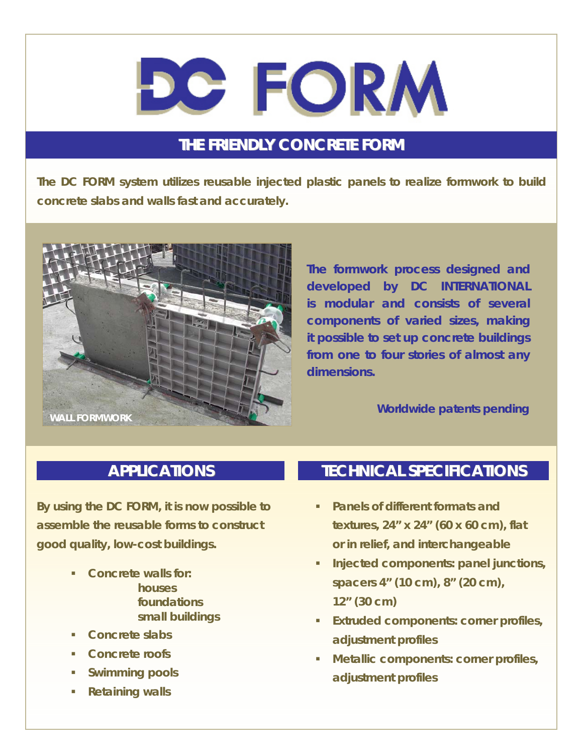# DC FORM

## THE FRIENDLY CONCRETE FORM

**The DC FORM system utilizes reusable injected plastic panels to realize formwork to build concrete slabs and walls fast and accurately.**

WALL FORMWORK

**The formwork process designed and developed by DC INTERNATIONAL is modular and consists of several components of varied sizes, making it possible to set up concrete buildings from one to four stories of almost any dimensions.**

**Worldwide patents pending**

## APPLICATIONS

**By using the DC FORM, it is now possible to assemble the reusable forms to construct good quality, low-cost buildings.**

- **Concrete walls for:**
  - **houses**
  - **foundations**
  - **small buildings**
- **Concrete slabs**
- **Concrete roofs**
- **Swimming pools**
- **Retaining walls**

## TECHNICAL SPECIFICATIONS

- **Panels of different formats and textures, 24" x 24" (60 x 60 cm), flat or in relief, and interchangeable**
- **Injected components: panel junctions, spacers 4" (10 cm), 8" (20 cm), 12" (30 cm)**
- **Extruded components: corner profiles, adjustment profiles**
- **Metallic components: corner profiles, adjustment profiles**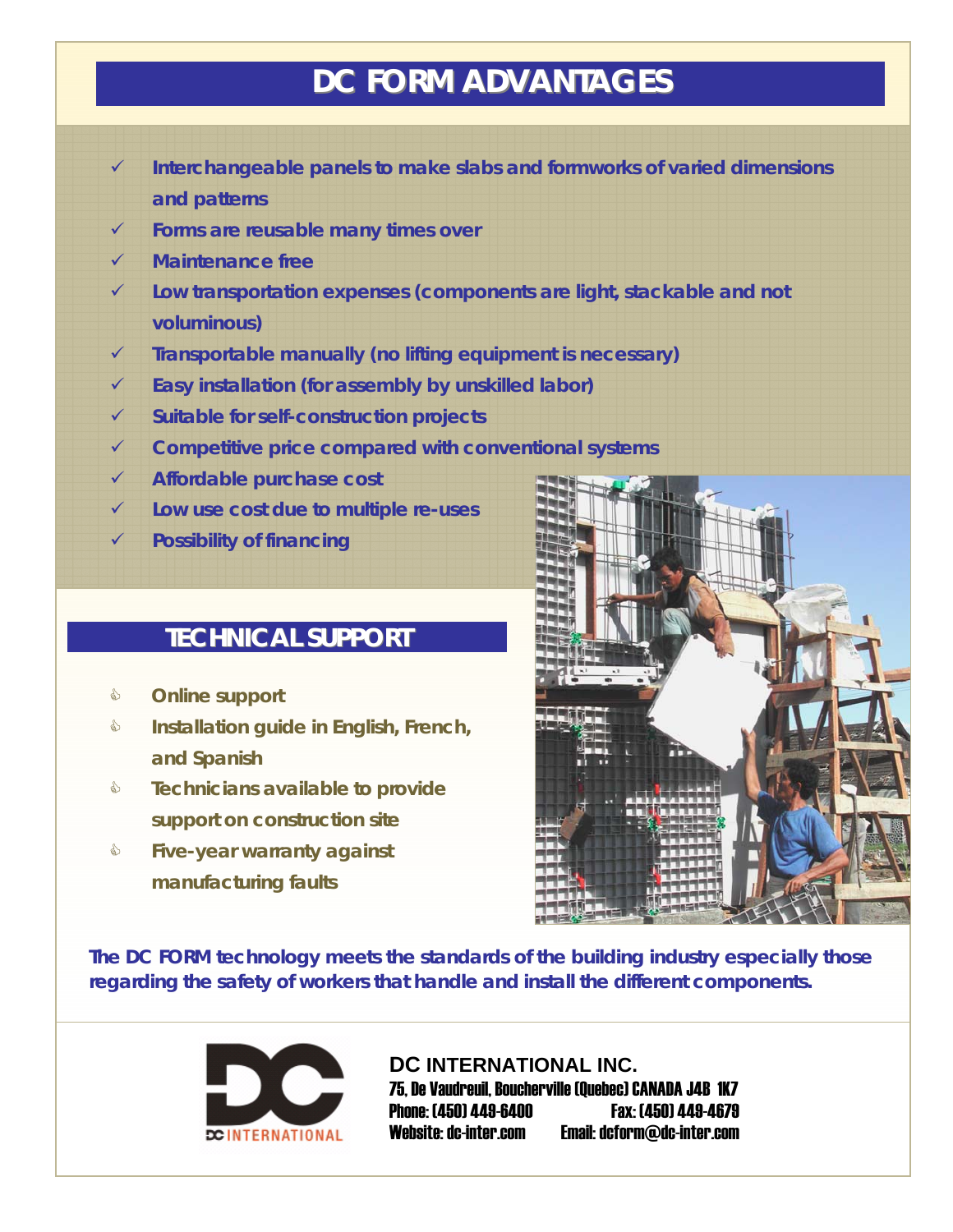# DC FORM ADVANTAGES

- ✓ Interchangeable panels to make slabs and formworks of varied dimensions and patterns
- ✓ Forms are reusable many times over
- ✓ Maintenance free
- ✓ Low transportation expenses (components are light, stackable and not voluminous)
- ✓ Transportable manually (no lifting equipment is necessary)
- ✓ Easy installation (for assembly by unskilled labor)
- ✓ Suitable for self-construction projects
- ✓ Competitive price compared with conventional systems
- ✓ Affordable purchase cost
- ✓ Low use cost due to multiple re-uses
- ✓ Possibility of financing

## TECHNICAL SUPPORT

- Online support
- Installation guide in English, French, and Spanish
- Technicians available to provide support on construction site
- Five-year warranty against manufacturing faults

***The DC FORM technology meets the standards of the building industry especially those regarding the safety of workers that handle and install the different components.***

**DC INTERNATIONAL INC.**
75, De Vaudreuil, Boucherville (Quebec) CANADA J4B 1K7
Phone: (450) 449-6400 Fax: (450) 449-4679
Website: dc-inter.com Email: dcform@dc-inter.com